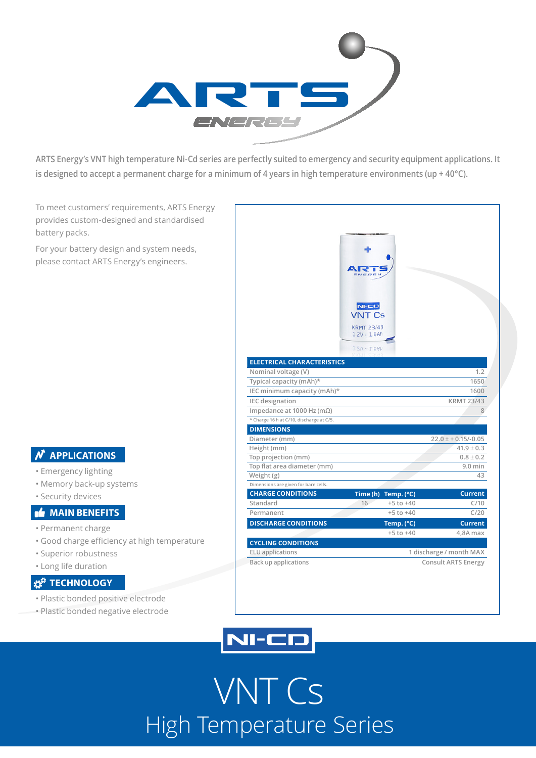ARTS Energy's VNT high temperature Ni-Cd series are perfectly suited to emergency and security equipment applications. It is designed to accept a permanent charge for a minimum of 4 years in high temperature environments (up + 40°C).

To meet customers' requirements, ARTS Energy provides custom-designed and standardised battery packs.

For your battery design and system needs, please contact ARTS Energy's engineers.

## APPLICATIONS

- Emergency lighting
- Memory back-up systems
- Security devices

## MAIN BENEFITS

- Permanent charge
- Good charge efficiency at high temperature
- Superior robustness
- Long life duration

## TECHNOLOGY

- Plastic bonded positive electrode
- Plastic bonded negative electrode

| ELECTRICAL CHARACTERISTICS | | |
|---|---|---|
| Nominal voltage (V) | | 1.2 |
| Typical capacity (mAh)* | | 1650 |
| IEC minimum capacity (mAh)* | | 1600 |
| IEC designation | | KRMT 23/43 |
| Impedance at 1000 Hz (mΩ) | | 8 |

\* Charge 16 h at C/10, discharge at C/5.

| DIMENSIONS | |
|---|---|
| Diameter (mm) | 22.0 ± + 0.15/-0.05 |
| Height (mm) | 41.9 ± 0.3 |
| Top projection (mm) | 0.8 ± 0.2 |
| Top flat area diameter (mm) | 9.0 min |
| Weight (g) | 43 |

Dimensions are given for bare cells.

| CHARGE CONDITIONS | Time (h) | Temp. (°C) | Current |
|---|---|---|---|
| Standard | 16 | +5 to +40 | C/10 |
| Permanent | | +5 to +40 | C/20 |

| DISCHARGE CONDITIONS | Temp. (°C) | Current |
|---|---|---|
| | +5 to +40 | 4,8A max |

| CYCLING CONDITIONS | |
|---|---|
| ELU applications | 1 discharge / month MAX |
| Back up applications | Consult ARTS Energy |

NI-CD

# VNT Cs

## High Temperature Series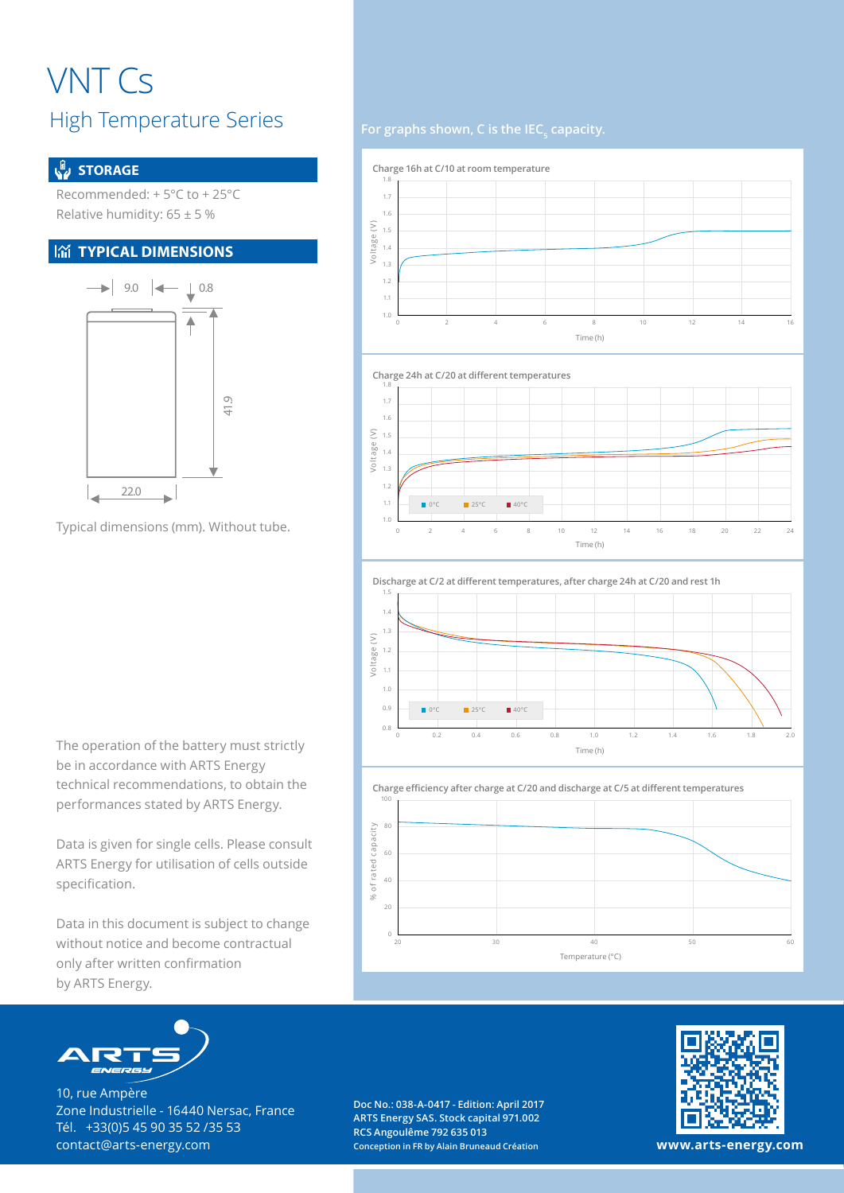# VNT Cs

## High Temperature Series

### STORAGE

Recommended: + 5°C to + 25°C
Relative humidity: 65 ± 5 %

### TYPICAL DIMENSIONS

9.0
0.8
41.9
22.0

Typical dimensions (mm). Without tube.

The operation of the battery must strictly be in accordance with ARTS Energy technical recommendations, to obtain the performances stated by ARTS Energy.

Data is given for single cells. Please consult ARTS Energy for utilisation of cells outside specification.

Data in this document is subject to change without notice and become contractual only after written confirmation by ARTS Energy.

**For graphs shown, C is the $IEC_5$ capacity.**

Charge 16h at C/10 at room temperature

Voltage (V)
1.8
1.7
1.6
1.5
1.4
1.3
1.2
1.1
1.0
0 2 4 6 8 10 12 14 16
Time (h)

Charge 24h at C/20 at different temperatures

Voltage (V)
1.8
1.7
1.6
1.5
1.4
1.3
1.2
1.1
1.0
0 2 4 6 8 10 12 14 16 18 20 22 24
Time (h)
0°C 25°C 40°C

Discharge at C/2 at different temperatures, after charge 24h at C/20 and rest 1h

Voltage (V)
1.5
1.4
1.3
1.2
1.1
1.0
0.9
0.8
0 0.2 0.4 0.6 0.8 1.0 1.2 1.4 1.6 1.8 2.0
Time (h)
0°C 25°C 40°C

Charge efficiency after charge at C/20 and discharge at C/5 at different temperatures

% of rated capacity
100
80
60
40
20
0
20 30 40 50 60
Temperature (°C)

ARTS ENERGY

10, rue Ampère
Zone Industrielle - 16440 Nersac, France
Tél. +33(0)5 45 90 35 52 /35 53
contact@arts-energy.com

**Doc No.: 038-A-0417 - Edition: April 2017**
**ARTS Energy SAS. Stock capital 971.002**
**RCS Angoulême 792 635 013**
**Conception in FR by Alain Bruneaud Création**

**www.arts-energy.com**